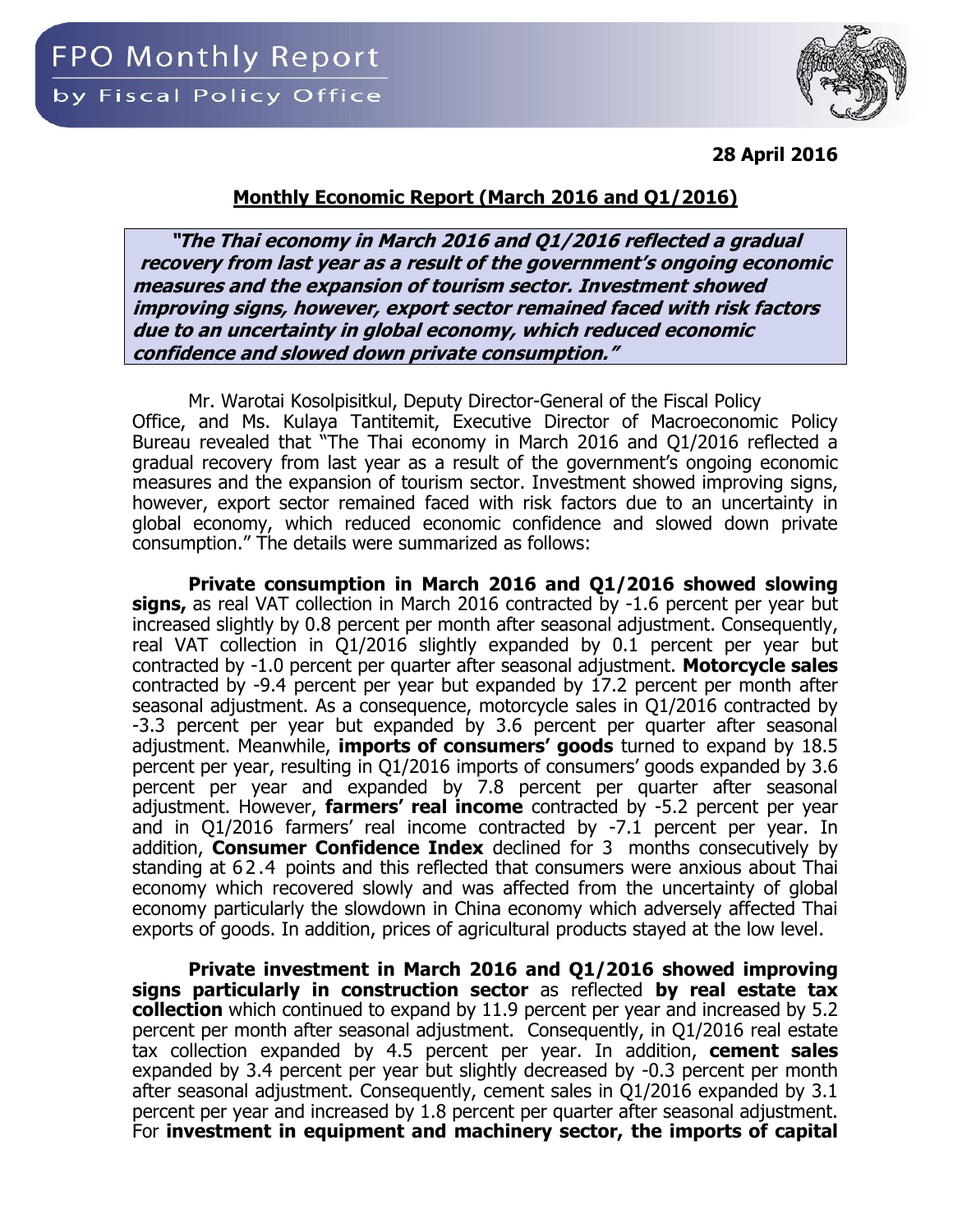# FPO Monthly Report

by Fiscal Policy Office

**28 April 2016**

## Monthly Economic Report (March 2016 and Q1/2016)

***"The Thai economy in March 2016 and Q1/2016 reflected a gradual recovery from last year as a result of the government's ongoing economic measures and the expansion of tourism sector. Investment showed improving signs, however, export sector remained faced with risk factors due to an uncertainty in global economy, which reduced economic confidence and slowed down private consumption."***

Mr. Warotai Kosolpisitkul, Deputy Director-General of the Fiscal Policy Office, and Ms. Kulaya Tantitemit, Executive Director of Macroeconomic Policy Bureau revealed that "The Thai economy in March 2016 and Q1/2016 reflected a gradual recovery from last year as a result of the government's ongoing economic measures and the expansion of tourism sector. Investment showed improving signs, however, export sector remained faced with risk factors due to an uncertainty in global economy, which reduced economic confidence and slowed down private consumption." The details were summarized as follows:

**Private consumption in March 2016 and Q1/2016 showed slowing signs,** as real VAT collection in March 2016 contracted by -1.6 percent per year but increased slightly by 0.8 percent per month after seasonal adjustment. Consequently, real VAT collection in Q1/2016 slightly expanded by 0.1 percent per year but contracted by -1.0 percent per quarter after seasonal adjustment. **Motorcycle sales** contracted by -9.4 percent per year but expanded by 17.2 percent per month after seasonal adjustment. As a consequence, motorcycle sales in Q1/2016 contracted by -3.3 percent per year but expanded by 3.6 percent per quarter after seasonal adjustment. Meanwhile, **imports of consumers' goods** turned to expand by 18.5 percent per year, resulting in Q1/2016 imports of consumers' goods expanded by 3.6 percent per year and expanded by 7.8 percent per quarter after seasonal adjustment. However, **farmers' real income** contracted by -5.2 percent per year and in Q1/2016 farmers' real income contracted by -7.1 percent per year. In addition, **Consumer Confidence Index** declined for 3 months consecutively by standing at 62.4 points and this reflected that consumers were anxious about Thai economy which recovered slowly and was affected from the uncertainty of global economy particularly the slowdown in China economy which adversely affected Thai exports of goods. In addition, prices of agricultural products stayed at the low level.

**Private investment in March 2016 and Q1/2016 showed improving signs particularly in construction sector** as reflected **by real estate tax collection** which continued to expand by 11.9 percent per year and increased by 5.2 percent per month after seasonal adjustment. Consequently, in Q1/2016 real estate tax collection expanded by 4.5 percent per year. In addition, **cement sales** expanded by 3.4 percent per year but slightly decreased by -0.3 percent per month after seasonal adjustment. Consequently, cement sales in Q1/2016 expanded by 3.1 percent per year and increased by 1.8 percent per quarter after seasonal adjustment. For **investment in equipment and machinery sector, the imports of capital**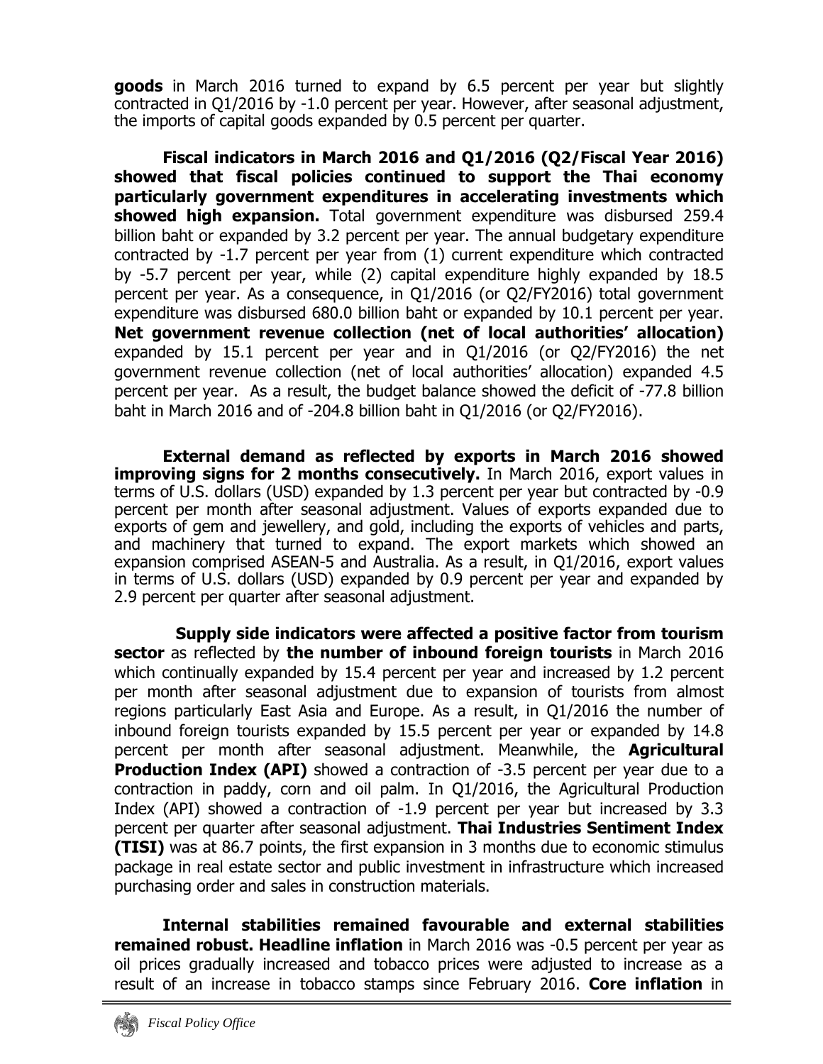**goods** in March 2016 turned to expand by 6.5 percent per year but slightly contracted in Q1/2016 by -1.0 percent per year. However, after seasonal adjustment, the imports of capital goods expanded by 0.5 percent per quarter.

**Fiscal indicators in March 2016 and Q1/2016 (Q2/Fiscal Year 2016) showed that fiscal policies continued to support the Thai economy particularly government expenditures in accelerating investments which showed high expansion.** Total government expenditure was disbursed 259.4 billion baht or expanded by 3.2 percent per year. The annual budgetary expenditure contracted by -1.7 percent per year from (1) current expenditure which contracted by -5.7 percent per year, while (2) capital expenditure highly expanded by 18.5 percent per year. As a consequence, in Q1/2016 (or Q2/FY2016) total government expenditure was disbursed 680.0 billion baht or expanded by 10.1 percent per year. **Net government revenue collection (net of local authorities' allocation)** expanded by 15.1 percent per year and in Q1/2016 (or Q2/FY2016) the net government revenue collection (net of local authorities' allocation) expanded 4.5 percent per year. As a result, the budget balance showed the deficit of -77.8 billion baht in March 2016 and of -204.8 billion baht in Q1/2016 (or Q2/FY2016).

**External demand as reflected by exports in March 2016 showed improving signs for 2 months consecutively.** In March 2016, export values in terms of U.S. dollars (USD) expanded by 1.3 percent per year but contracted by -0.9 percent per month after seasonal adjustment. Values of exports expanded due to exports of gem and jewellery, and gold, including the exports of vehicles and parts, and machinery that turned to expand. The export markets which showed an expansion comprised ASEAN-5 and Australia. As a result, in Q1/2016, export values in terms of U.S. dollars (USD) expanded by 0.9 percent per year and expanded by 2.9 percent per quarter after seasonal adjustment.

**Supply side indicators were affected a positive factor from tourism sector** as reflected by **the number of inbound foreign tourists** in March 2016 which continually expanded by 15.4 percent per year and increased by 1.2 percent per month after seasonal adjustment due to expansion of tourists from almost regions particularly East Asia and Europe. As a result, in Q1/2016 the number of inbound foreign tourists expanded by 15.5 percent per year or expanded by 14.8 percent per month after seasonal adjustment. Meanwhile, the **Agricultural Production Index (API)** showed a contraction of -3.5 percent per year due to a contraction in paddy, corn and oil palm. In Q1/2016, the Agricultural Production Index (API) showed a contraction of -1.9 percent per year but increased by 3.3 percent per quarter after seasonal adjustment. **Thai Industries Sentiment Index (TISI)** was at 86.7 points, the first expansion in 3 months due to economic stimulus package in real estate sector and public investment in infrastructure which increased purchasing order and sales in construction materials.

**Internal stabilities remained favourable and external stabilities remained robust. Headline inflation** in March 2016 was -0.5 percent per year as oil prices gradually increased and tobacco prices were adjusted to increase as a result of an increase in tobacco stamps since February 2016. **Core inflation** in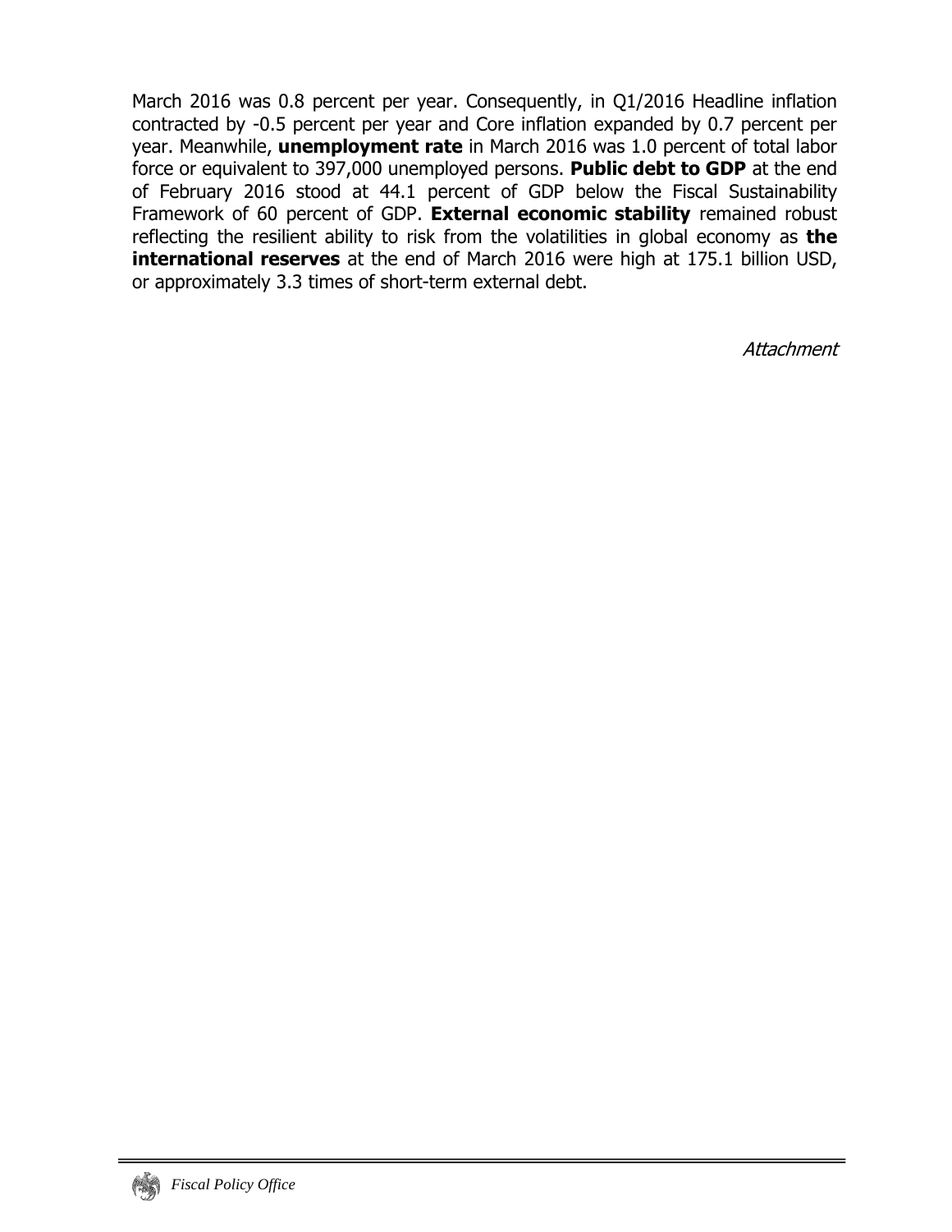March 2016 was 0.8 percent per year. Consequently, in Q1/2016 Headline inflation contracted by -0.5 percent per year and Core inflation expanded by 0.7 percent per year. Meanwhile, **unemployment rate** in March 2016 was 1.0 percent of total labor force or equivalent to 397,000 unemployed persons. **Public debt to GDP** at the end of February 2016 stood at 44.1 percent of GDP below the Fiscal Sustainability Framework of 60 percent of GDP. **External economic stability** remained robust reflecting the resilient ability to risk from the volatilities in global economy as **the international reserves** at the end of March 2016 were high at 175.1 billion USD, or approximately 3.3 times of short-term external debt.

*Attachment*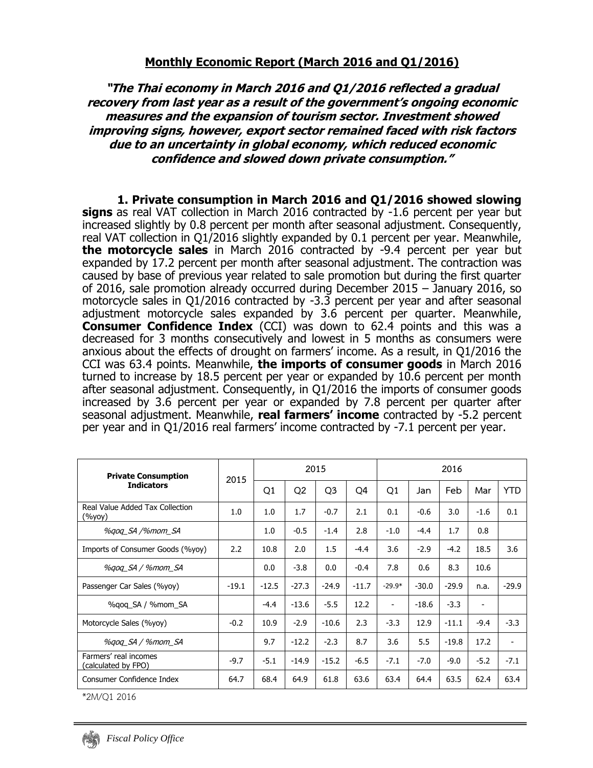# Monthly Economic Report (March 2016 and Q1/2016)

***"The Thai economy in March 2016 and Q1/2016 reflected a gradual recovery from last year as a result of the government's ongoing economic measures and the expansion of tourism sector. Investment showed improving signs, however, export sector remained faced with risk factors due to an uncertainty in global economy, which reduced economic confidence and slowed down private consumption."***

**1. Private consumption in March 2016 and Q1/2016 showed slowing signs** as real VAT collection in March 2016 contracted by -1.6 percent per year but increased slightly by 0.8 percent per month after seasonal adjustment. Consequently, real VAT collection in Q1/2016 slightly expanded by 0.1 percent per year. Meanwhile, **the motorcycle sales** in March 2016 contracted by -9.4 percent per year but expanded by 17.2 percent per month after seasonal adjustment. The contraction was caused by base of previous year related to sale promotion but during the first quarter of 2016, sale promotion already occurred during December 2015 – January 2016, so motorcycle sales in Q1/2016 contracted by -3.3 percent per year and after seasonal adjustment motorcycle sales expanded by 3.6 percent per quarter. Meanwhile, **Consumer Confidence Index** (CCI) was down to 62.4 points and this was a decreased for 3 months consecutively and lowest in 5 months as consumers were anxious about the effects of drought on farmers' income. As a result, in Q1/2016 the CCI was 63.4 points. Meanwhile, **the imports of consumer goods** in March 2016 turned to increase by 18.5 percent per year or expanded by 10.6 percent per month after seasonal adjustment. Consequently, in Q1/2016 the imports of consumer goods increased by 3.6 percent per year or expanded by 7.8 percent per quarter after seasonal adjustment. Meanwhile, **real farmers' income** contracted by -5.2 percent per year and in Q1/2016 real farmers' income contracted by -7.1 percent per year.

| **Private Consumption Indicators** | 2015 | 2015 | | | | 2016 | | | | |
|---|---|---|---|---|---|---|---|---|---|---|
| | | Q1 | Q2 | Q3 | Q4 | Q1 | Jan | Feb | Mar | YTD |
| Real Value Added Tax Collection (%yoy) | 1.0 | 1.0 | 1.7 | -0.7 | 2.1 | 0.1 | -0.6 | 3.0 | -1.6 | 0.1 |
| *%qoq_SA /%mom_SA* | | 1.0 | -0.5 | -1.4 | 2.8 | -1.0 | -4.4 | 1.7 | 0.8 | |
| Imports of Consumer Goods (%yoy) | 2.2 | 10.8 | 2.0 | 1.5 | -4.4 | 3.6 | -2.9 | -4.2 | 18.5 | 3.6 |
| *%qoq_SA / %mom_SA* | | 0.0 | -3.8 | 0.0 | -0.4 | 7.8 | 0.6 | 8.3 | 10.6 | |
| Passenger Car Sales (%yoy) | -19.1 | -12.5 | -27.3 | -24.9 | -11.7 | -29.9* | -30.0 | -29.9 | n.a. | -29.9 |
| %qoq_SA / %mom_SA | | -4.4 | -13.6 | -5.5 | 12.2 | - | -18.6 | -3.3 | - | |
| Motorcycle Sales (%yoy) | -0.2 | 10.9 | -2.9 | -10.6 | 2.3 | -3.3 | 12.9 | -11.1 | -9.4 | -3.3 |
| *%qoq_SA / %mom_SA* | | 9.7 | -12.2 | -2.3 | 8.7 | 3.6 | 5.5 | -19.8 | 17.2 | - |
| Farmers' real incomes (calculated by FPO) | -9.7 | -5.1 | -14.9 | -15.2 | -6.5 | -7.1 | -7.0 | -9.0 | -5.2 | -7.1 |
| Consumer Confidence Index | 64.7 | 68.4 | 64.9 | 61.8 | 63.6 | 63.4 | 64.4 | 63.5 | 62.4 | 63.4 |

*2M/Q1 2016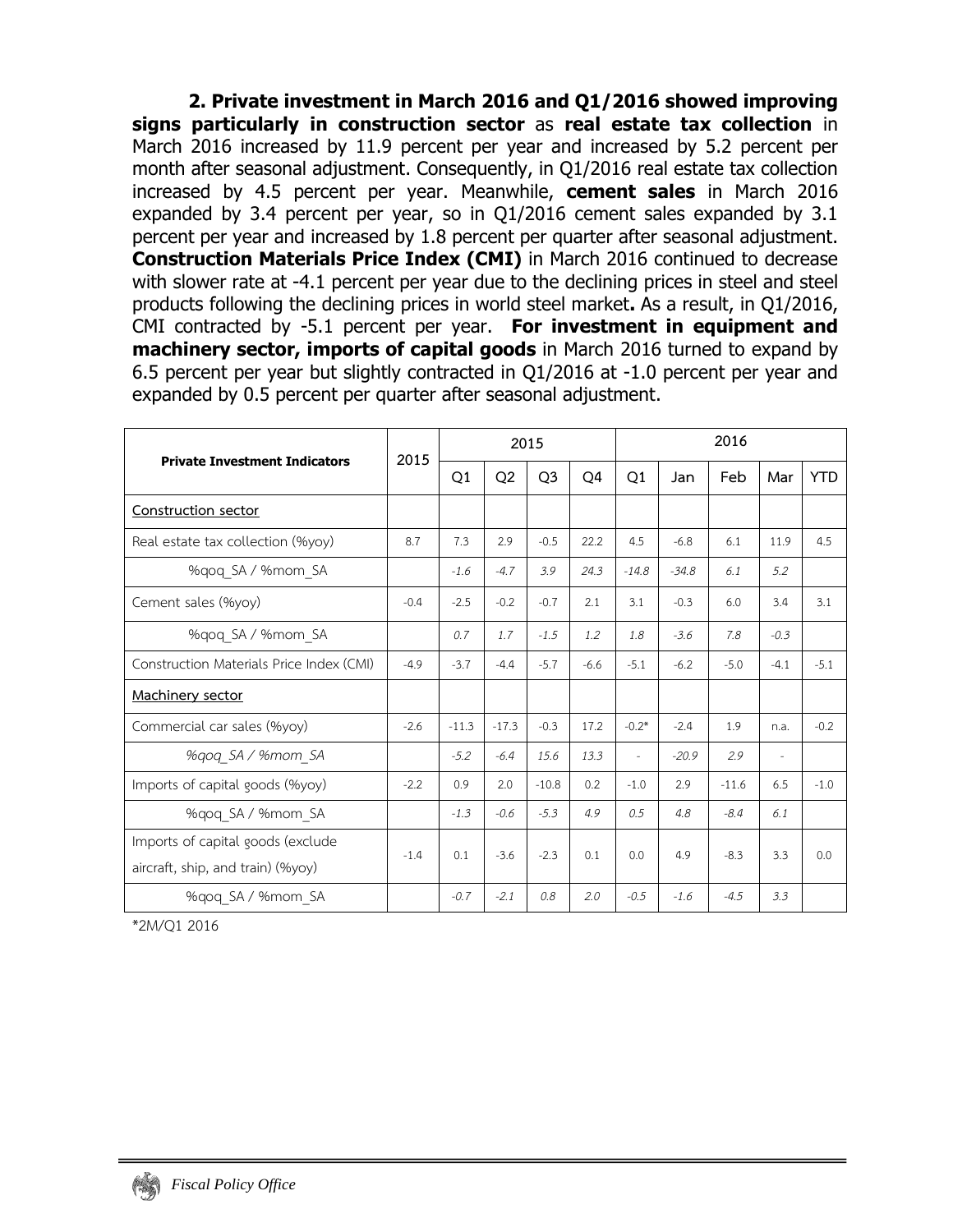**2. Private investment in March 2016 and Q1/2016 showed improving signs particularly in construction sector** as **real estate tax collection** in March 2016 increased by 11.9 percent per year and increased by 5.2 percent per month after seasonal adjustment. Consequently, in Q1/2016 real estate tax collection increased by 4.5 percent per year. Meanwhile, **cement sales** in March 2016 expanded by 3.4 percent per year, so in Q1/2016 cement sales expanded by 3.1 percent per year and increased by 1.8 percent per quarter after seasonal adjustment. **Construction Materials Price Index (CMI)** in March 2016 continued to decrease with slower rate at -4.1 percent per year due to the declining prices in steel and steel products following the declining prices in world steel market**.** As a result, in Q1/2016, CMI contracted by -5.1 percent per year. **For investment in equipment and machinery sector, imports of capital goods** in March 2016 turned to expand by 6.5 percent per year but slightly contracted in Q1/2016 at -1.0 percent per year and expanded by 0.5 percent per quarter after seasonal adjustment.

| **Private Investment Indicators** | 2015 | 2015 | | | | 2016 | | | | |
|---|---|---|---|---|---|---|---|---|---|---|
| | | Q1 | Q2 | Q3 | Q4 | Q1 | Jan | Feb | Mar | YTD |
| Construction sector | | | | | | | | | | |
| Real estate tax collection (%yoy) | 8.7 | 7.3 | 2.9 | -0.5 | 22.2 | 4.5 | -6.8 | 6.1 | 11.9 | 4.5 |
| %qoq_SA / %mom_SA | | *-1.6* | *-4.7* | *3.9* | *24.3* | *-14.8* | *-34.8* | *6.1* | *5.2* | |
| Cement sales (%yoy) | -0.4 | -2.5 | -0.2 | -0.7 | 2.1 | 3.1 | -0.3 | 6.0 | 3.4 | 3.1 |
| %qoq_SA / %mom_SA | | *0.7* | *1.7* | *-1.5* | *1.2* | *1.8* | *-3.6* | *7.8* | *-0.3* | |
| Construction Materials Price Index (CMI) | -4.9 | -3.7 | -4.4 | -5.7 | -6.6 | -5.1 | -6.2 | -5.0 | -4.1 | -5.1 |
| Machinery sector | | | | | | | | | | |
| Commercial car sales (%yoy) | -2.6 | -11.3 | -17.3 | -0.3 | 17.2 | -0.2* | -2.4 | 1.9 | n.a. | -0.2 |
| *%qoq_SA / %mom_SA* | | *-5.2* | *-6.4* | *15.6* | *13.3* | - | *-20.9* | *2.9* | - | |
| Imports of capital goods (%yoy) | -2.2 | 0.9 | 2.0 | -10.8 | 0.2 | -1.0 | 2.9 | -11.6 | 6.5 | -1.0 |
| %qoq_SA / %mom_SA | | *-1.3* | *-0.6* | *-5.3* | *4.9* | *0.5* | *4.8* | *-8.4* | *6.1* | |
| Imports of capital goods (exclude aircraft, ship, and train) (%yoy) | -1.4 | 0.1 | -3.6 | -2.3 | 0.1 | 0.0 | 4.9 | -8.3 | 3.3 | 0.0 |
| %qoq_SA / %mom_SA | | *-0.7* | *-2.1* | *0.8* | *2.0* | *-0.5* | *-1.6* | *-4.5* | *3.3* | |

*2M/Q1 2016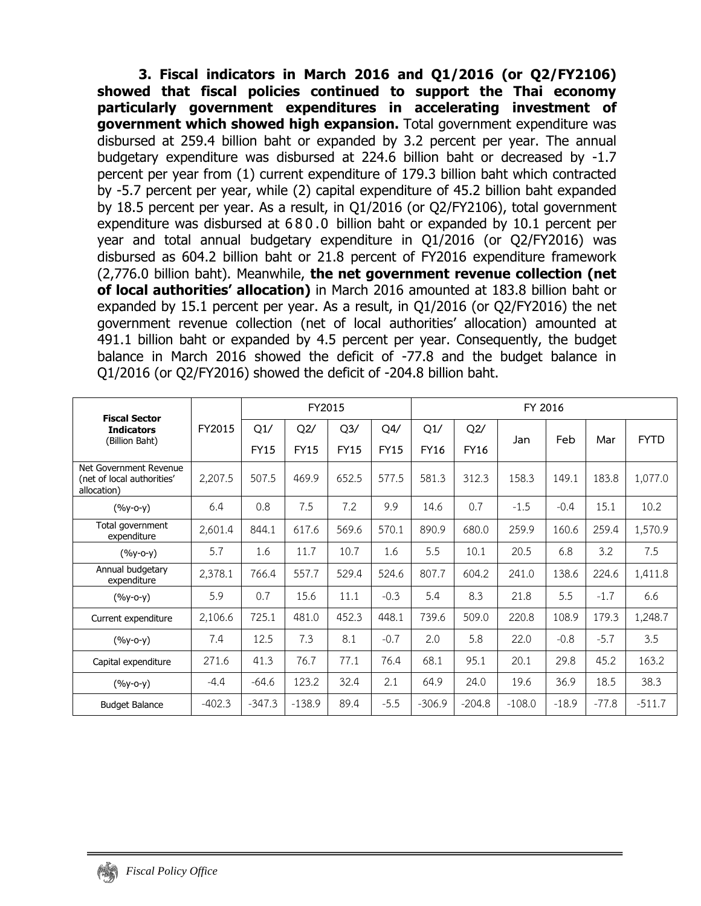**3. Fiscal indicators in March 2016 and Q1/2016 (or Q2/FY2106) showed that fiscal policies continued to support the Thai economy particularly government expenditures in accelerating investment of government which showed high expansion.** Total government expenditure was disbursed at 259.4 billion baht or expanded by 3.2 percent per year. The annual budgetary expenditure was disbursed at 224.6 billion baht or decreased by -1.7 percent per year from (1) current expenditure of 179.3 billion baht which contracted by -5.7 percent per year, while (2) capital expenditure of 45.2 billion baht expanded by 18.5 percent per year. As a result, in Q1/2016 (or Q2/FY2106), total government expenditure was disbursed at 680.0 billion baht or expanded by 10.1 percent per year and total annual budgetary expenditure in Q1/2016 (or Q2/FY2016) was disbursed as 604.2 billion baht or 21.8 percent of FY2016 expenditure framework (2,776.0 billion baht). Meanwhile, **the net government revenue collection (net of local authorities' allocation)** in March 2016 amounted at 183.8 billion baht or expanded by 15.1 percent per year. As a result, in Q1/2016 (or Q2/FY2016) the net government revenue collection (net of local authorities' allocation) amounted at 491.1 billion baht or expanded by 4.5 percent per year. Consequently, the budget balance in March 2016 showed the deficit of -77.8 and the budget balance in Q1/2016 (or Q2/FY2016) showed the deficit of -204.8 billion baht.

| **Fiscal Sector Indicators** (Billion Baht) | FY2015 | FY2015 | | | | FY 2016 | | | | | |
|---|---|---|---|---|---|---|---|---|---|---|---|
| | | Q1/ FY15 | Q2/ FY15 | Q3/ FY15 | Q4/ FY15 | Q1/ FY16 | Q2/ FY16 | Jan | Feb | Mar | FYTD |
| Net Government Revenue (net of local authorities' allocation) | 2,207.5 | 507.5 | 469.9 | 652.5 | 577.5 | 581.3 | 312.3 | 158.3 | 149.1 | 183.8 | 1,077.0 |
| (%y-o-y) | 6.4 | 0.8 | 7.5 | 7.2 | 9.9 | 14.6 | 0.7 | -1.5 | -0.4 | 15.1 | 10.2 |
| Total government expenditure | 2,601.4 | 844.1 | 617.6 | 569.6 | 570.1 | 890.9 | 680.0 | 259.9 | 160.6 | 259.4 | 1,570.9 |
| (%y-o-y) | 5.7 | 1.6 | 11.7 | 10.7 | 1.6 | 5.5 | 10.1 | 20.5 | 6.8 | 3.2 | 7.5 |
| Annual budgetary expenditure | 2,378.1 | 766.4 | 557.7 | 529.4 | 524.6 | 807.7 | 604.2 | 241.0 | 138.6 | 224.6 | 1,411.8 |
| (%y-o-y) | 5.9 | 0.7 | 15.6 | 11.1 | -0.3 | 5.4 | 8.3 | 21.8 | 5.5 | -1.7 | 6.6 |
| Current expenditure | 2,106.6 | 725.1 | 481.0 | 452.3 | 448.1 | 739.6 | 509.0 | 220.8 | 108.9 | 179.3 | 1,248.7 |
| (%y-o-y) | 7.4 | 12.5 | 7.3 | 8.1 | -0.7 | 2.0 | 5.8 | 22.0 | -0.8 | -5.7 | 3.5 |
| Capital expenditure | 271.6 | 41.3 | 76.7 | 77.1 | 76.4 | 68.1 | 95.1 | 20.1 | 29.8 | 45.2 | 163.2 |
| (%y-o-y) | -4.4 | -64.6 | 123.2 | 32.4 | 2.1 | 64.9 | 24.0 | 19.6 | 36.9 | 18.5 | 38.3 |
| Budget Balance | -402.3 | -347.3 | -138.9 | 89.4 | -5.5 | -306.9 | -204.8 | -108.0 | -18.9 | -77.8 | -511.7 |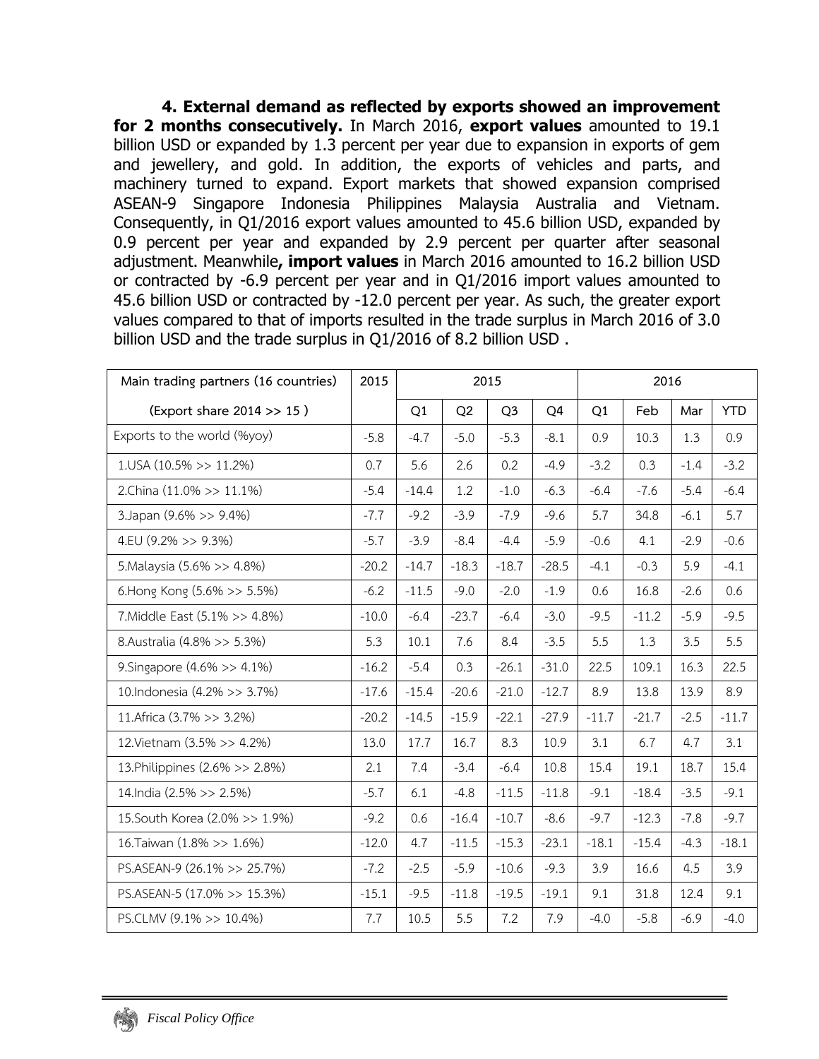**4. External demand as reflected by exports showed an improvement for 2 months consecutively.** In March 2016, **export values** amounted to 19.1 billion USD or expanded by 1.3 percent per year due to expansion in exports of gem and jewellery, and gold. In addition, the exports of vehicles and parts, and machinery turned to expand. Export markets that showed expansion comprised ASEAN-9 Singapore Indonesia Philippines Malaysia Australia and Vietnam. Consequently, in Q1/2016 export values amounted to 45.6 billion USD, expanded by 0.9 percent per year and expanded by 2.9 percent per quarter after seasonal adjustment. Meanwhile**, import values** in March 2016 amounted to 16.2 billion USD or contracted by -6.9 percent per year and in Q1/2016 import values amounted to 45.6 billion USD or contracted by -12.0 percent per year. As such, the greater export values compared to that of imports resulted in the trade surplus in March 2016 of 3.0 billion USD and the trade surplus in Q1/2016 of 8.2 billion USD .

| Main trading partners (16 countries) | 2015 | 2015 | | | | 2016 | | | |
|---|---|---|---|---|---|---|---|---|---|
| (Export share 2014 >> 15 ) | | Q1 | Q2 | Q3 | Q4 | Q1 | Feb | Mar | YTD |
| Exports to the world (%yoy) | -5.8 | -4.7 | -5.0 | -5.3 | -8.1 | 0.9 | 10.3 | 1.3 | 0.9 |
| 1.USA (10.5% >> 11.2%) | 0.7 | 5.6 | 2.6 | 0.2 | -4.9 | -3.2 | 0.3 | -1.4 | -3.2 |
| 2.China (11.0% >> 11.1%) | -5.4 | -14.4 | 1.2 | -1.0 | -6.3 | -6.4 | -7.6 | -5.4 | -6.4 |
| 3.Japan (9.6% >> 9.4%) | -7.7 | -9.2 | -3.9 | -7.9 | -9.6 | 5.7 | 34.8 | -6.1 | 5.7 |
| 4.EU (9.2% >> 9.3%) | -5.7 | -3.9 | -8.4 | -4.4 | -5.9 | -0.6 | 4.1 | -2.9 | -0.6 |
| 5.Malaysia (5.6% >> 4.8%) | -20.2 | -14.7 | -18.3 | -18.7 | -28.5 | -4.1 | -0.3 | 5.9 | -4.1 |
| 6.Hong Kong (5.6% >> 5.5%) | -6.2 | -11.5 | -9.0 | -2.0 | -1.9 | 0.6 | 16.8 | -2.6 | 0.6 |
| 7.Middle East (5.1% >> 4.8%) | -10.0 | -6.4 | -23.7 | -6.4 | -3.0 | -9.5 | -11.2 | -5.9 | -9.5 |
| 8.Australia (4.8% >> 5.3%) | 5.3 | 10.1 | 7.6 | 8.4 | -3.5 | 5.5 | 1.3 | 3.5 | 5.5 |
| 9.Singapore (4.6% >> 4.1%) | -16.2 | -5.4 | 0.3 | -26.1 | -31.0 | 22.5 | 109.1 | 16.3 | 22.5 |
| 10.Indonesia (4.2% >> 3.7%) | -17.6 | -15.4 | -20.6 | -21.0 | -12.7 | 8.9 | 13.8 | 13.9 | 8.9 |
| 11.Africa (3.7% >> 3.2%) | -20.2 | -14.5 | -15.9 | -22.1 | -27.9 | -11.7 | -21.7 | -2.5 | -11.7 |
| 12.Vietnam (3.5% >> 4.2%) | 13.0 | 17.7 | 16.7 | 8.3 | 10.9 | 3.1 | 6.7 | 4.7 | 3.1 |
| 13.Philippines (2.6% >> 2.8%) | 2.1 | 7.4 | -3.4 | -6.4 | 10.8 | 15.4 | 19.1 | 18.7 | 15.4 |
| 14.India (2.5% >> 2.5%) | -5.7 | 6.1 | -4.8 | -11.5 | -11.8 | -9.1 | -18.4 | -3.5 | -9.1 |
| 15.South Korea (2.0% >> 1.9%) | -9.2 | 0.6 | -16.4 | -10.7 | -8.6 | -9.7 | -12.3 | -7.8 | -9.7 |
| 16.Taiwan (1.8% >> 1.6%) | -12.0 | 4.7 | -11.5 | -15.3 | -23.1 | -18.1 | -15.4 | -4.3 | -18.1 |
| PS.ASEAN-9 (26.1% >> 25.7%) | -7.2 | -2.5 | -5.9 | -10.6 | -9.3 | 3.9 | 16.6 | 4.5 | 3.9 |
| PS.ASEAN-5 (17.0% >> 15.3%) | -15.1 | -9.5 | -11.8 | -19.5 | -19.1 | 9.1 | 31.8 | 12.4 | 9.1 |
| PS.CLMV (9.1% >> 10.4%) | 7.7 | 10.5 | 5.5 | 7.2 | 7.9 | -4.0 | -5.8 | -6.9 | -4.0 |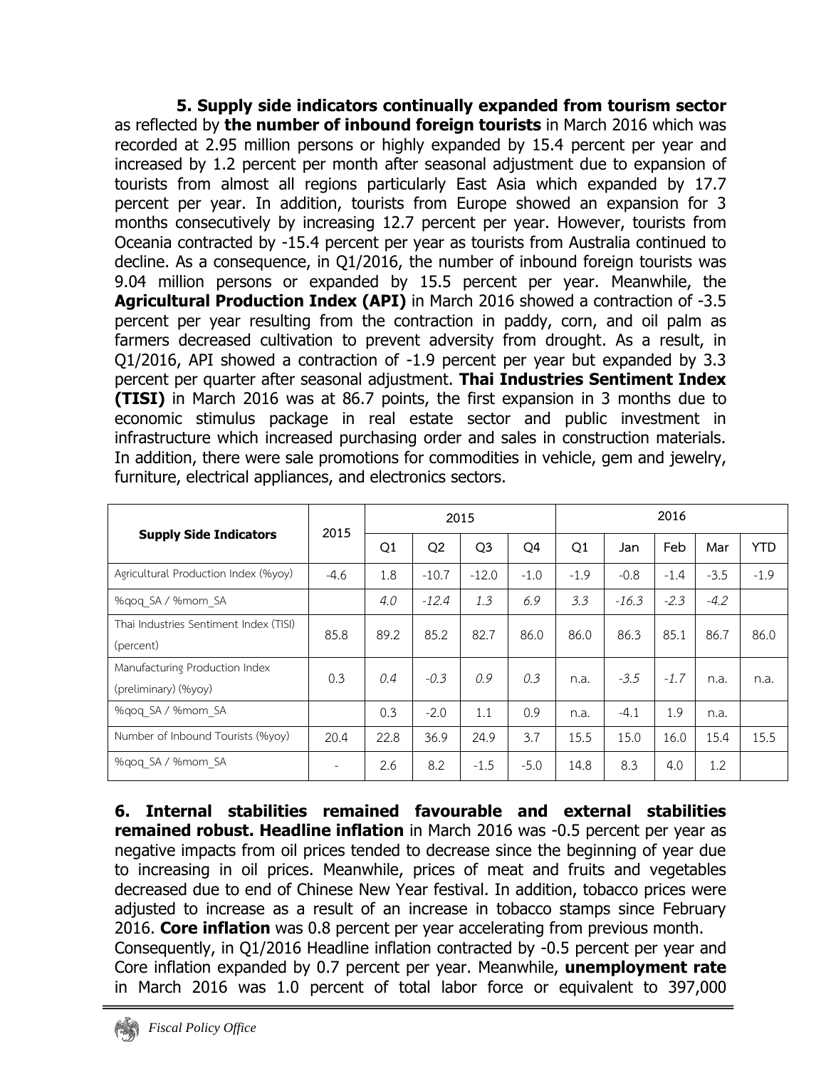**5. Supply side indicators continually expanded from tourism sector** as reflected by **the number of inbound foreign tourists** in March 2016 which was recorded at 2.95 million persons or highly expanded by 15.4 percent per year and increased by 1.2 percent per month after seasonal adjustment due to expansion of tourists from almost all regions particularly East Asia which expanded by 17.7 percent per year. In addition, tourists from Europe showed an expansion for 3 months consecutively by increasing 12.7 percent per year. However, tourists from Oceania contracted by -15.4 percent per year as tourists from Australia continued to decline. As a consequence, in Q1/2016, the number of inbound foreign tourists was 9.04 million persons or expanded by 15.5 percent per year. Meanwhile, the **Agricultural Production Index (API)** in March 2016 showed a contraction of -3.5 percent per year resulting from the contraction in paddy, corn, and oil palm as farmers decreased cultivation to prevent adversity from drought. As a result, in Q1/2016, API showed a contraction of -1.9 percent per year but expanded by 3.3 percent per quarter after seasonal adjustment. **Thai Industries Sentiment Index (TISI)** in March 2016 was at 86.7 points, the first expansion in 3 months due to economic stimulus package in real estate sector and public investment in infrastructure which increased purchasing order and sales in construction materials. In addition, there were sale promotions for commodities in vehicle, gem and jewelry, furniture, electrical appliances, and electronics sectors.

| Supply Side Indicators | 2015 | 2015 | | | | 2016 | | | | |
|---|---|---|---|---|---|---|---|---|---|---|
| | | Q1 | Q2 | Q3 | Q4 | Q1 | Jan | Feb | Mar | YTD |
| Agricultural Production Index (%yoy) | -4.6 | 1.8 | -10.7 | -12.0 | -1.0 | -1.9 | -0.8 | -1.4 | -3.5 | -1.9 |
| %qoq_SA / %mom_SA | | *4.0* | *-12.4* | *1.3* | *6.9* | *3.3* | *-16.3* | *-2.3* | *-4.2* | |
| Thai Industries Sentiment Index (TISI) (percent) | 85.8 | 89.2 | 85.2 | 82.7 | 86.0 | 86.0 | 86.3 | 85.1 | 86.7 | 86.0 |
| Manufacturing Production Index (preliminary) (%yoy) | 0.3 | *0.4* | *-0.3* | *0.9* | *0.3* | n.a. | *-3.5* | *-1.7* | n.a. | n.a. |
| %qoq_SA / %mom_SA | | 0.3 | -2.0 | 1.1 | 0.9 | n.a. | -4.1 | 1.9 | n.a. | |
| Number of Inbound Tourists (%yoy) | 20.4 | 22.8 | 36.9 | 24.9 | 3.7 | 15.5 | 15.0 | 16.0 | 15.4 | 15.5 |
| %qoq_SA / %mom_SA | - | 2.6 | 8.2 | -1.5 | -5.0 | 14.8 | 8.3 | 4.0 | 1.2 | |

**6. Internal stabilities remained favourable and external stabilities remained robust. Headline inflation** in March 2016 was -0.5 percent per year as negative impacts from oil prices tended to decrease since the beginning of year due to increasing in oil prices. Meanwhile, prices of meat and fruits and vegetables decreased due to end of Chinese New Year festival. In addition, tobacco prices were adjusted to increase as a result of an increase in tobacco stamps since February 2016. **Core inflation** was 0.8 percent per year accelerating from previous month.
Consequently, in Q1/2016 Headline inflation contracted by -0.5 percent per year and Core inflation expanded by 0.7 percent per year. Meanwhile, **unemployment rate** in March 2016 was 1.0 percent of total labor force or equivalent to 397,000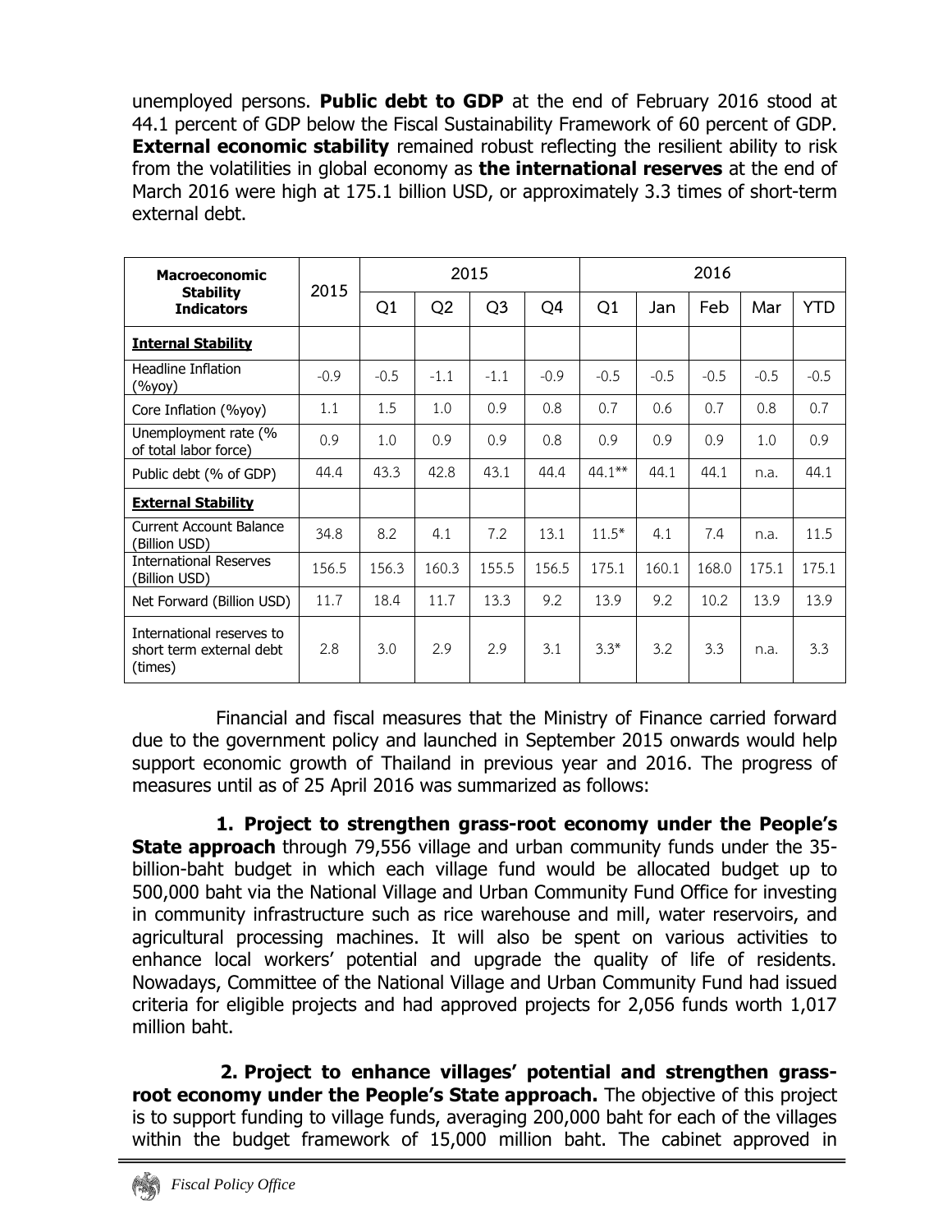unemployed persons. **Public debt to GDP** at the end of February 2016 stood at 44.1 percent of GDP below the Fiscal Sustainability Framework of 60 percent of GDP. **External economic stability** remained robust reflecting the resilient ability to risk from the volatilities in global economy as **the international reserves** at the end of March 2016 were high at 175.1 billion USD, or approximately 3.3 times of short-term external debt.

| **Macroeconomic Stability Indicators** | 2015 | 2015 | | | | 2016 | | | | |
|---|---|---|---|---|---|---|---|---|---|---|
| | | Q1 | Q2 | Q3 | Q4 | Q1 | Jan | Feb | Mar | YTD |
| **Internal Stability** | | | | | | | | | | |
| Headline Inflation (%yoy) | -0.9 | -0.5 | -1.1 | -1.1 | -0.9 | -0.5 | -0.5 | -0.5 | -0.5 | -0.5 |
| Core Inflation (%yoy) | 1.1 | 1.5 | 1.0 | 0.9 | 0.8 | 0.7 | 0.6 | 0.7 | 0.8 | 0.7 |
| Unemployment rate (% of total labor force) | 0.9 | 1.0 | 0.9 | 0.9 | 0.8 | 0.9 | 0.9 | 0.9 | 1.0 | 0.9 |
| Public debt (% of GDP) | 44.4 | 43.3 | 42.8 | 43.1 | 44.4 | 44.1** | 44.1 | 44.1 | n.a. | 44.1 |
| **External Stability** | | | | | | | | | | |
| Current Account Balance (Billion USD) | 34.8 | 8.2 | 4.1 | 7.2 | 13.1 | 11.5* | 4.1 | 7.4 | n.a. | 11.5 |
| International Reserves (Billion USD) | 156.5 | 156.3 | 160.3 | 155.5 | 156.5 | 175.1 | 160.1 | 168.0 | 175.1 | 175.1 |
| Net Forward (Billion USD) | 11.7 | 18.4 | 11.7 | 13.3 | 9.2 | 13.9 | 9.2 | 10.2 | 13.9 | 13.9 |
| International reserves to short term external debt (times) | 2.8 | 3.0 | 2.9 | 2.9 | 3.1 | 3.3* | 3.2 | 3.3 | n.a. | 3.3 |

Financial and fiscal measures that the Ministry of Finance carried forward due to the government policy and launched in September 2015 onwards would help support economic growth of Thailand in previous year and 2016. The progress of measures until as of 25 April 2016 was summarized as follows:

**1. Project to strengthen grass-root economy under the People's State approach** through 79,556 village and urban community funds under the 35-billion-baht budget in which each village fund would be allocated budget up to 500,000 baht via the National Village and Urban Community Fund Office for investing in community infrastructure such as rice warehouse and mill, water reservoirs, and agricultural processing machines. It will also be spent on various activities to enhance local workers' potential and upgrade the quality of life of residents. Nowadays, Committee of the National Village and Urban Community Fund had issued criteria for eligible projects and had approved projects for 2,056 funds worth 1,017 million baht.

**2. Project to enhance villages' potential and strengthen grass-root economy under the People's State approach.** The objective of this project is to support funding to village funds, averaging 200,000 baht for each of the villages within the budget framework of 15,000 million baht. The cabinet approved in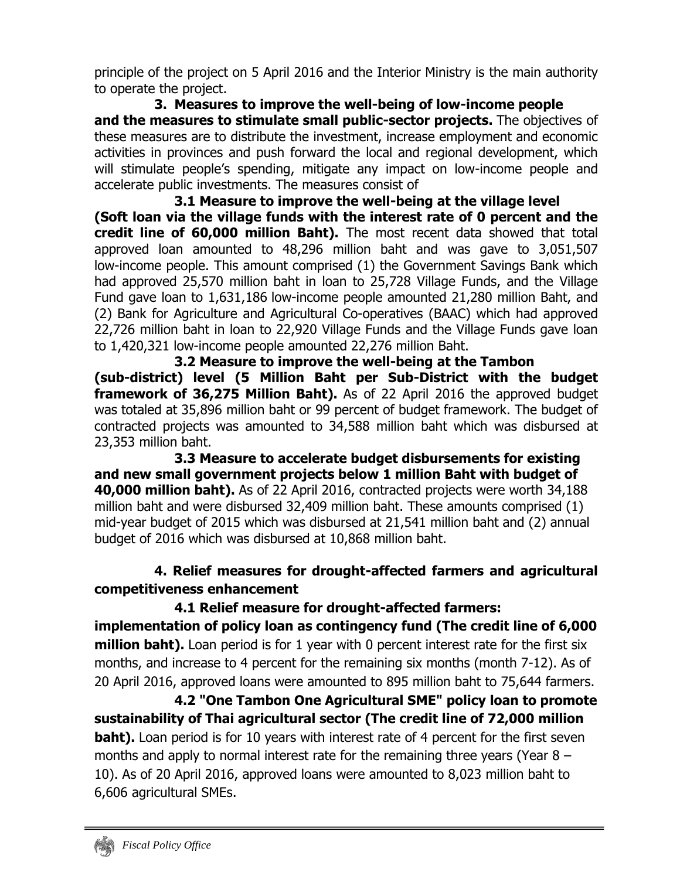principle of the project on 5 April 2016 and the Interior Ministry is the main authority to operate the project.

**3. Measures to improve the well-being of low-income people and the measures to stimulate small public-sector projects.** The objectives of these measures are to distribute the investment, increase employment and economic activities in provinces and push forward the local and regional development, which will stimulate people's spending, mitigate any impact on low-income people and accelerate public investments. The measures consist of

**3.1 Measure to improve the well-being at the village level (Soft loan via the village funds with the interest rate of 0 percent and the credit line of 60,000 million Baht).** The most recent data showed that total approved loan amounted to 48,296 million baht and was gave to 3,051,507 low-income people. This amount comprised (1) the Government Savings Bank which had approved 25,570 million baht in loan to 25,728 Village Funds, and the Village Fund gave loan to 1,631,186 low-income people amounted 21,280 million Baht, and (2) Bank for Agriculture and Agricultural Co-operatives (BAAC) which had approved 22,726 million baht in loan to 22,920 Village Funds and the Village Funds gave loan to 1,420,321 low-income people amounted 22,276 million Baht.

**3.2 Measure to improve the well-being at the Tambon (sub-district) level (5 Million Baht per Sub-District with the budget framework of 36,275 Million Baht).** As of 22 April 2016 the approved budget was totaled at 35,896 million baht or 99 percent of budget framework. The budget of contracted projects was amounted to 34,588 million baht which was disbursed at 23,353 million baht.

**3.3 Measure to accelerate budget disbursements for existing and new small government projects below 1 million Baht with budget of 40,000 million baht).** As of 22 April 2016, contracted projects were worth 34,188 million baht and were disbursed 32,409 million baht. These amounts comprised (1) mid-year budget of 2015 which was disbursed at 21,541 million baht and (2) annual budget of 2016 which was disbursed at 10,868 million baht.

**4. Relief measures for drought-affected farmers and agricultural competitiveness enhancement**

**4.1 Relief measure for drought-affected farmers: implementation of policy loan as contingency fund (The credit line of 6,000 million baht).** Loan period is for 1 year with 0 percent interest rate for the first six months, and increase to 4 percent for the remaining six months (month 7-12). As of 20 April 2016, approved loans were amounted to 895 million baht to 75,644 farmers.

**4.2 "One Tambon One Agricultural SME" policy loan to promote sustainability of Thai agricultural sector (The credit line of 72,000 million baht).** Loan period is for 10 years with interest rate of 4 percent for the first seven months and apply to normal interest rate for the remaining three years (Year 8 – 10). As of 20 April 2016, approved loans were amounted to 8,023 million baht to 6,606 agricultural SMEs.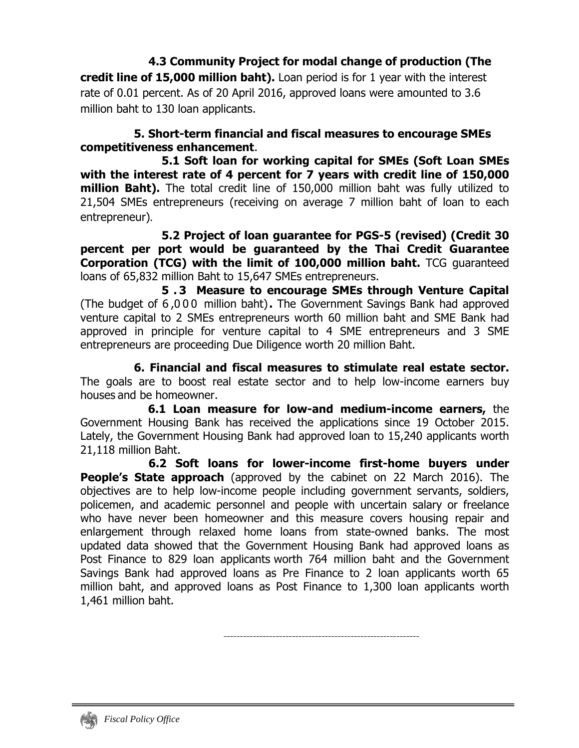**4.3 Community Project for modal change of production (The credit line of 15,000 million baht).** Loan period is for 1 year with the interest rate of 0.01 percent. As of 20 April 2016, approved loans were amounted to 3.6 million baht to 130 loan applicants.

**5. Short-term financial and fiscal measures to encourage SMEs competitiveness enhancement**.

**5.1 Soft loan for working capital for SMEs (Soft Loan SMEs with the interest rate of 4 percent for 7 years with credit line of 150,000 million Baht).** The total credit line of 150,000 million baht was fully utilized to 21,504 SMEs entrepreneurs (receiving on average 7 million baht of loan to each entrepreneur).

**5.2 Project of loan guarantee for PGS-5 (revised) (Credit 30 percent per port would be guaranteed by the Thai Credit Guarantee Corporation (TCG) with the limit of 100,000 million baht.** TCG guaranteed loans of 65,832 million Baht to 15,647 SMEs entrepreneurs.

**5.3 Measure to encourage SMEs through Venture Capital** (The budget of 6,000 million baht)**.** The Government Savings Bank had approved venture capital to 2 SMEs entrepreneurs worth 60 million baht and SME Bank had approved in principle for venture capital to 4 SME entrepreneurs and 3 SME entrepreneurs are proceeding Due Diligence worth 20 million Baht.

**6. Financial and fiscal measures to stimulate real estate sector.** The goals are to boost real estate sector and to help low-income earners buy houses and be homeowner.

**6.1 Loan measure for low-and medium-income earners,** the Government Housing Bank has received the applications since 19 October 2015. Lately, the Government Housing Bank had approved loan to 15,240 applicants worth 21,118 million Baht.

**6.2 Soft loans for lower-income first-home buyers under People's State approach** (approved by the cabinet on 22 March 2016). The objectives are to help low-income people including government servants, soldiers, policemen, and academic personnel and people with uncertain salary or freelance who have never been homeowner and this measure covers housing repair and enlargement through relaxed home loans from state-owned banks. The most updated data showed that the Government Housing Bank had approved loans as Post Finance to 829 loan applicants worth 764 million baht and the Government Savings Bank had approved loans as Pre Finance to 2 loan applicants worth 65 million baht, and approved loans as Post Finance to 1,300 loan applicants worth 1,461 million baht.

---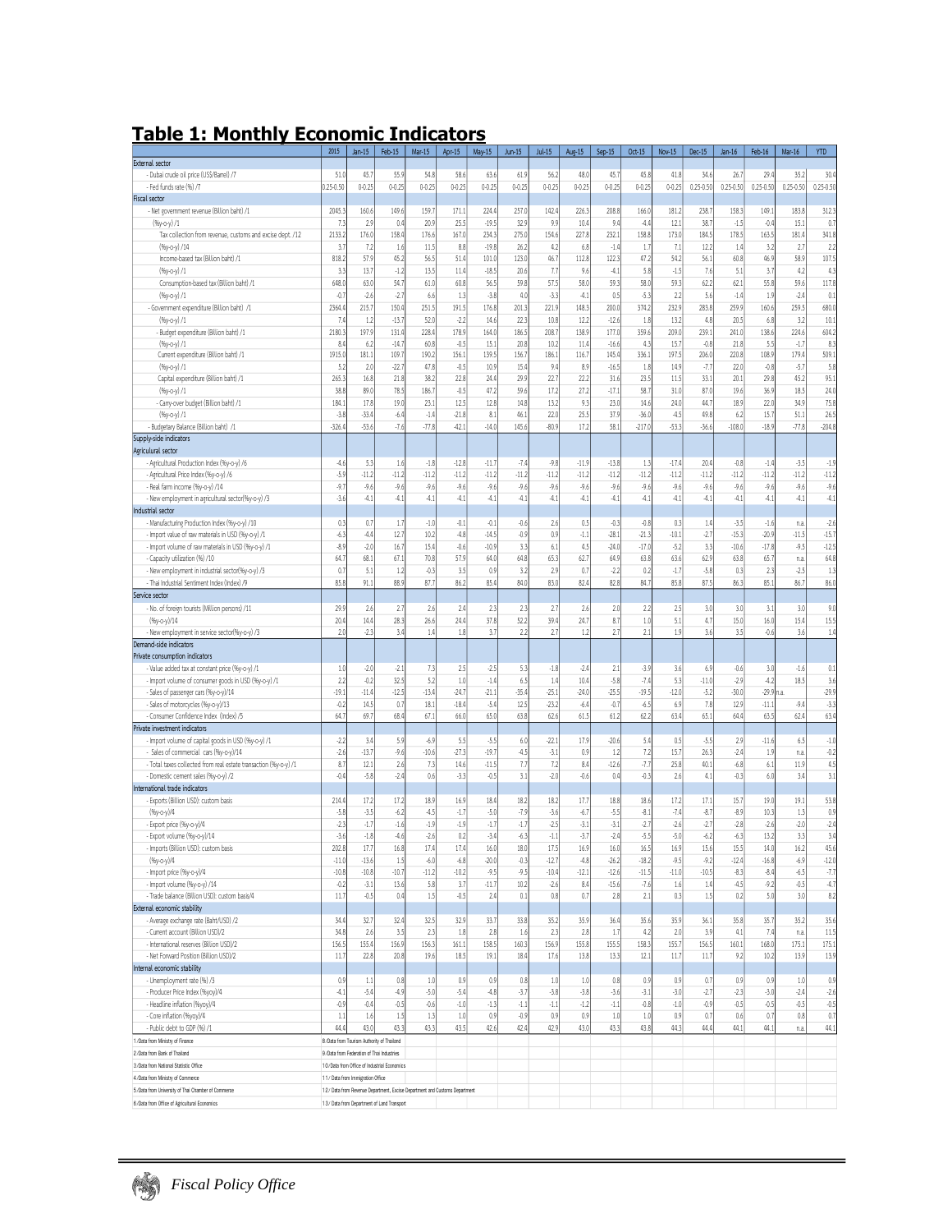## Table 1: Monthly Economic Indicators

| | 2015 | Jan-15 | Feb-15 | Mar-15 | Apr-15 | May-15 | Jun-15 | Jul-15 | Aug-15 | Sep-15 | Oct-15 | Nov-15 | Dec-15 | Jan-16 | Feb-16 | Mar-16 | YTD |
|---|---|---|---|---|---|---|---|---|---|---|---|---|---|---|---|---|---|
| **External sector** | | | | | | | | | | | | | | | | | |
| - Dubai crude oil price (US$/Barrel) /7 | 51.0 | 45.7 | 55.9 | 54.8 | 58.6 | 63.6 | 61.9 | 56.2 | 48.0 | 45.7 | 45.8 | 41.8 | 34.6 | 26.7 | 29.4 | 35.2 | 30.4 |
| - Fed funds rate (%) /7 | 0.25-0.50 | 0-0.25 | 0-0.25 | 0-0.25 | 0-0.25 | 0-0.25 | 0-0.25 | 0-0.25 | 0-0.25 | 0-0.25 | 0-0.25 | 0-0.25 | 0.25-0.50 | 0.25-0.50 | 0.25-0.50 | 0.25-0.50 | 0.25-0.50 |
| **Fiscal sector** | | | | | | | | | | | | | | | | | |
| - Net government revenue (Billion baht) /1 | 2045.3 | 160.6 | 149.6 | 159.7 | 171.1 | 224.4 | 257.0 | 142.4 | 226.3 | 208.8 | 166.0 | 181.2 | 238.7 | 158.3 | 149.1 | 183.8 | 312.3 |
| (%y-o-y) /1 | 7.3 | 2.9 | 0.4 | 20.9 | 25.5 | -19.5 | 32.9 | 9.9 | 10.4 | 9.4 | -4.4 | 12.1 | 38.7 | -1.5 | -0.4 | 15.1 | 0.7 |
| Tax collection from revenue, customs and excise dept. /12 | 2133.2 | 176.0 | 158.4 | 176.6 | 167.0 | 234.3 | 275.0 | 154.6 | 227.8 | 232.1 | 158.8 | 173.0 | 184.5 | 178.5 | 163.5 | 181.4 | 341.8 |
| (%y-o-y) /14 | 3.7 | 7.2 | 1.6 | 11.5 | 8.8 | -19.8 | 26.2 | 4.2 | 6.8 | -1.4 | 1.7 | 7.1 | 12.2 | 1.4 | 3.2 | 2.7 | 2.2 |
| Income-based tax (Billion baht) /1 | 818.2 | 57.9 | 45.2 | 56.5 | 51.4 | 101.0 | 123.0 | 46.7 | 112.8 | 122.3 | 47.2 | 54.2 | 56.1 | 60.8 | 46.9 | 58.9 | 107.5 |
| (%y-o-y) /1 | 3.3 | 13.7 | -1.2 | 13.5 | 11.4 | -18.5 | 20.6 | 7.7 | 9.6 | -4.1 | 5.8 | -1.5 | 7.6 | 5.1 | 3.7 | 4.2 | 4.3 |
| Consumption-based tax (Billion baht) /1 | 648.0 | 63.0 | 54.7 | 61.0 | 60.8 | 56.5 | 59.8 | 57.5 | 58.0 | 59.3 | 58.0 | 59.3 | 62.2 | 62.1 | 55.8 | 59.6 | 117.8 |
| (%y-o-y) /1 | -0.7 | -2.6 | -2.7 | 6.6 | 1.3 | -3.8 | 4.0 | -3.3 | -4.1 | 0.5 | -5.3 | 2.2 | 5.6 | -1.4 | 1.9 | -2.4 | 0.1 |
| - Government expenditure (Billion baht) /1 | 2364.4 | 215.7 | 150.4 | 251.5 | 191.5 | 176.8 | 201.3 | 221.9 | 148.3 | 200.0 | 374.2 | 232.9 | 283.8 | 259.9 | 160.6 | 259.5 | 680.0 |
| (%y-o-y) /1 | 7.4 | 1.2 | -13.7 | 52.0 | -2.2 | 14.6 | 22.3 | 10.8 | 12.2 | -12.6 | 1.8 | 13.2 | 4.8 | 20.5 | 6.8 | 3.2 | 10.1 |
| - Budget expenditure (Billion baht) /1 | 2180.3 | 197.9 | 131.4 | 228.4 | 178.9 | 164.0 | 186.5 | 208.7 | 138.9 | 177.0 | 359.6 | 209.0 | 239.1 | 241.0 | 138.6 | 224.6 | 604.2 |
| (%y-o-y) /1 | 8.4 | 6.2 | -14.7 | 60.8 | -0.5 | 15.1 | 20.8 | 10.2 | 11.4 | -16.6 | 4.3 | 15.7 | -0.8 | 21.8 | 5.5 | -1.7 | 8.3 |
| Current expenditure (Billion baht) /1 | 1915.0 | 181.1 | 109.7 | 190.2 | 156.1 | 139.5 | 156.7 | 186.1 | 116.7 | 145.4 | 336.1 | 197.5 | 206.0 | 220.8 | 108.9 | 179.4 | 509.1 |
| (%y-o-y) /1 | 5.2 | 2.0 | -22.7 | 47.8 | -0.5 | 10.9 | 15.4 | 9.4 | 8.9 | -16.5 | 1.8 | 14.9 | -7.7 | 22.0 | -0.8 | -5.7 | 5.8 |
| Capital expenditure (Billion baht) /1 | 265.3 | 16.8 | 21.8 | 38.2 | 22.8 | 24.4 | 29.9 | 22.7 | 22.2 | 31.6 | 23.5 | 11.5 | 33.1 | 20.1 | 29.8 | 45.2 | 95.1 |
| (%y-o-y) /1 | 38.8 | 89.0 | 78.5 | 186.7 | -0.5 | 47.2 | 59.6 | 17.2 | 27.2 | -17.1 | 58.7 | 31.0 | 87.0 | 19.6 | 36.9 | 18.5 | 24.0 |
| - Carry-over budget (Billion baht) /1 | 184.1 | 17.8 | 19.0 | 23.1 | 12.5 | 12.8 | 14.8 | 13.2 | 9.3 | 23.0 | 14.6 | 24.0 | 44.7 | 18.9 | 22.0 | 34.9 | 75.8 |
| (%y-o-y) /1 | -3.8 | -33.4 | -6.4 | -1.4 | -21.8 | 8.1 | 46.1 | 22.0 | 25.5 | 37.9 | -36.0 | -4.5 | 49.8 | 6.2 | 15.7 | 51.1 | 26.5 |
| - Budgetary Balance (Billion baht) /1 | -326.4 | -55.6 | -7.6 | -77.8 | -42.1 | -14.0 | 145.6 | -80.9 | 17.2 | 58.1 | -217.0 | -53.3 | -36.6 | -108.0 | -18.9 | -77.8 | -204.8 |
| **Supply-side indicators** | | | | | | | | | | | | | | | | | |
| **Agricultural sector** | | | | | | | | | | | | | | | | | |
| - Agricultural Production Index (%y-o-y) /6 | -4.6 | 5.3 | 1.6 | -1.8 | -12.8 | -11.7 | -7.4 | -9.8 | -11.9 | -13.8 | 1.3 | -17.4 | 20.4 | -0.8 | -1.4 | -3.5 | -1.9 |
| - Agricultural Price Index (%y-o-y) /6 | -5.9 | -11.2 | -11.2 | -11.2 | -11.2 | -11.2 | -11.2 | -11.2 | -11.2 | -11.2 | -11.2 | -11.2 | -11.2 | -11.2 | -11.2 | -11.2 | -11.2 |
| - Real farm income (%y-o-y) /14 | -9.7 | -9.6 | -9.6 | -9.6 | -9.6 | -9.6 | -9.6 | -9.6 | -9.6 | -9.6 | -9.6 | -9.6 | -9.6 | -9.6 | -9.6 | -9.6 | -9.6 |
| - New employment in agricultural sector(%y-o-y) /3 | -3.6 | -4.1 | -4.1 | -4.1 | -4.1 | -4.1 | -4.1 | -4.1 | -4.1 | -4.1 | -4.1 | -4.1 | -4.1 | -4.1 | -4.1 | -4.1 | -4.1 |
| **Industrial sector** | | | | | | | | | | | | | | | | | |
| - Manufacturing Production Index (%y-o-y) /10 | 0.3 | 0.7 | 1.7 | -1.0 | -0.1 | -0.1 | -0.6 | 2.6 | 0.5 | -0.3 | -0.8 | 0.3 | 1.4 | -3.5 | -1.6 | n.a. | -2.6 |
| - Import value of raw materials in USD (%y-o-y) /1 | -6.3 | -4.4 | 12.7 | 10.2 | -4.8 | -14.5 | -0.9 | 0.9 | -1.1 | -28.1 | -21.3 | -10.1 | -2.7 | -15.3 | -20.9 | -11.5 | -15.7 |
| - Import volume of raw materials in USD (%y-o-y) /1 | -8.9 | -2.0 | 16.7 | 15.4 | -0.6 | -10.9 | 3.3 | 6.1 | 4.5 | -24.0 | -17.0 | -5.2 | 3.3 | -10.6 | -17.8 | -9.5 | -12.5 |
| - Capacity utilization (%) /10 | 64.7 | 68.1 | 67.1 | 70.8 | 57.9 | 64.0 | 64.8 | 65.3 | 62.7 | 64.9 | 63.8 | 63.6 | 62.9 | 63.8 | 65.7 | n.a. | 64.8 |
| - New employment in industrial sector(%y-o-y) /3 | 0.7 | 5.1 | 1.2 | -0.3 | 3.5 | 0.9 | 3.2 | 2.9 | 0.7 | -2.2 | 0.2 | -1.7 | -5.8 | 0.3 | 2.3 | -2.5 | 1.3 |
| - Thai Industrial Sentiment Index (Index) /9 | 85.8 | 91.1 | 88.9 | 87.7 | 86.2 | 85.4 | 84.0 | 83.0 | 82.4 | 82.8 | 84.7 | 85.8 | 87.5 | 86.3 | 85.1 | 86.7 | 86.0 |
| **Service sector** | | | | | | | | | | | | | | | | | |
| - No. of foreign tourists (Million persons) /11 | 29.9 | 2.6 | 2.7 | 2.6 | 2.4 | 2.3 | 2.3 | 2.7 | 2.6 | 2.0 | 2.2 | 2.5 | 3.0 | 3.0 | 3.1 | 3.0 | 9.0 |
| (%y-o-y)/14 | 20.4 | 14.4 | 28.3 | 26.6 | 24.4 | 37.8 | 52.2 | 39.4 | 24.7 | 8.7 | 1.0 | 5.1 | 4.7 | 15.0 | 16.0 | 15.4 | 15.5 |
| - New employment in service sector(%y-o-y) /3 | 2.0 | -2.3 | 3.4 | 1.4 | 1.8 | 3.7 | 2.2 | 2.7 | 1.2 | 2.7 | 2.1 | 1.9 | 3.6 | 3.5 | -0.6 | 3.6 | 1.4 |
| **Demand-side indicators** | | | | | | | | | | | | | | | | | |
| **Private consumption indicators** | | | | | | | | | | | | | | | | | |
| - Value added tax at constant price (%y-o-y) /1 | 1.0 | -2.0 | -2.1 | 7.3 | 2.5 | -2.5 | 5.3 | -1.8 | -2.4 | 2.1 | -3.9 | 3.6 | 6.9 | -0.6 | 3.0 | -1.6 | 0.1 |
| - Import volume of consumer goods in USD (%y-o-y) /1 | 2.2 | -0.2 | 32.5 | 5.2 | 1.0 | -1.4 | 6.5 | 1.4 | 10.4 | -5.8 | -7.4 | 5.3 | -11.0 | -2.9 | -4.2 | 18.5 | 3.6 |
| - Sales of passenger cars (%y-o-y)/14 | -19.1 | -11.4 | -12.5 | -13.4 | -24.7 | -21.1 | -35.4 | -25.1 | -24.0 | -25.5 | -19.5 | -12.0 | -5.2 | -30.0 | -29.9 | n.a. | -29.9 |
| - Sales of motorcycles (%y-o-y)/13 | -0.2 | 14.5 | 0.7 | 18.1 | -18.4 | -5.4 | 12.5 | -23.2 | -6.4 | -0.7 | -6.5 | 6.9 | 7.8 | 12.9 | -11.1 | -9.4 | -3.3 |
| - Consumer Confidence Index (Index) /5 | 64.7 | 69.7 | 68.4 | 67.1 | 66.0 | 65.0 | 63.8 | 62.6 | 61.5 | 61.2 | 62.2 | 63.4 | 65.1 | 64.4 | 63.5 | 62.4 | 63.4 |
| **Private investment indicators** | | | | | | | | | | | | | | | | | |
| - Import volume of capital goods in USD (%y-o-y) /1 | -2.2 | 3.4 | 5.9 | -6.9 | 5.5 | -5.5 | 6.0 | -22.1 | 17.9 | -20.6 | 5.4 | 0.5 | -5.5 | 2.9 | -11.6 | 6.5 | -1.0 |
| - Sales of commercial cars (%y-o-y)/14 | -2.6 | -13.7 | -9.6 | -10.6 | -27.3 | -19.7 | -4.5 | -3.1 | 0.9 | 1.2 | 7.2 | 15.7 | 26.3 | -2.4 | 1.9 | n.a. | -0.2 |
| - Total taxes collected from real estate transaction (%y-o-y) /1 | 8.7 | 12.1 | 2.6 | 7.3 | 14.6 | -11.5 | 7.7 | 7.2 | 8.4 | -12.6 | -7.7 | 25.8 | 40.1 | -6.8 | 6.1 | 11.9 | 4.5 |
| - Domestic cement sales (%y-o-y) /2 | -0.4 | -5.8 | -2.4 | 0.6 | -3.3 | -0.5 | 3.1 | -2.0 | -0.6 | 0.4 | -0.3 | 2.6 | 4.1 | -0.3 | 6.0 | 3.4 | 3.1 |
| **International trade indicators** | | | | | | | | | | | | | | | | | |
| - Exports (Billion USD): custom basis | 214.4 | 17.2 | 17.2 | 18.9 | 16.9 | 18.4 | 18.2 | 18.2 | 17.7 | 18.8 | 18.6 | 17.2 | 17.1 | 15.7 | 19.0 | 19.1 | 53.8 |
| (%y-o-y)/4 | -5.8 | -3.5 | -6.2 | -4.5 | -1.7 | -5.0 | -7.9 | -3.6 | -6.7 | -5.5 | -8.1 | -7.4 | -8.7 | -8.9 | 10.3 | 1.3 | 0.9 |
| - Export price (%y-o-y)/4 | -2.3 | -1.7 | -1.6 | -1.9 | -1.9 | -1.7 | -1.7 | -2.5 | -3.1 | -3.1 | -2.7 | -2.6 | -2.7 | -2.8 | -2.6 | -2.0 | -2.4 |
| - Export volume (%y-o-y)/14 | -3.6 | -1.8 | -4.6 | -2.6 | 0.2 | -3.4 | -6.3 | -1.1 | -3.7 | -2.4 | -5.5 | -5.0 | -6.2 | -6.3 | 13.2 | 3.3 | 3.4 |
| - Imports (Billion USD): custom basis | 202.8 | 17.7 | 16.8 | 17.4 | 17.4 | 16.0 | 18.0 | 17.5 | 16.9 | 16.0 | 16.5 | 16.9 | 15.6 | 15.5 | 14.0 | 16.2 | 45.6 |
| (%y-o-y)/4 | -11.0 | -13.6 | 1.5 | -6.0 | -6.8 | -20.0 | -0.3 | -12.7 | -4.8 | -26.2 | -18.2 | -9.5 | -9.2 | -12.4 | -16.8 | -6.9 | -12.0 |
| - Import price (%y-o-y)/4 | -10.8 | -10.8 | -10.7 | -11.2 | -10.2 | -9.5 | -9.5 | -10.4 | -12.1 | -12.6 | -11.5 | -11.0 | -10.5 | -8.3 | -8.4 | -6.5 | -7.7 |
| - Import volume (%y-o-y) /14 | -0.2 | -3.1 | 13.6 | 5.8 | 3.7 | -11.7 | 10.2 | -2.6 | 8.4 | -15.6 | -7.6 | 1.6 | 1.4 | -4.5 | -9.2 | -0.5 | -4.7 |
| - Trade balance (Billion USD): custom basis/4 | 11.7 | -0.5 | 0.4 | 1.5 | -0.5 | 2.4 | 0.1 | 0.8 | 0.7 | 2.8 | 2.1 | 0.3 | 1.5 | 0.2 | 5.0 | 3.0 | 8.2 |
| **External economic stability** | | | | | | | | | | | | | | | | | |
| - Average exchange rate (Baht/USD) /2 | 34.4 | 32.7 | 32.4 | 32.5 | 32.9 | 33.7 | 33.8 | 35.2 | 35.9 | 36.4 | 35.6 | 35.9 | 36.1 | 35.8 | 35.7 | 35.2 | 35.6 |
| - Current account (Billion USD)/2 | 34.8 | 2.6 | 3.5 | 2.3 | 1.8 | 2.8 | 1.6 | 2.3 | 2.8 | 1.7 | 4.2 | 2.0 | 3.9 | 4.1 | 7.4 | n.a. | 11.5 |
| - International reserves (Billion USD)/2 | 156.5 | 155.4 | 156.9 | 156.3 | 161.1 | 158.5 | 160.3 | 156.9 | 155.8 | 155.5 | 158.3 | 155.7 | 156.5 | 160.1 | 168.0 | 175.1 | 175.1 |
| - Net Forward Position (Billion USD)/2 | 11.7 | 22.8 | 20.8 | 19.6 | 18.5 | 19.1 | 18.4 | 17.6 | 13.8 | 13.3 | 12.1 | 11.7 | 11.7 | 9.2 | 10.2 | 13.9 | 13.9 |
| **Internal economic stability** | | | | | | | | | | | | | | | | | |
| - Unemployment rate (%) /3 | 0.9 | 1.1 | 0.8 | 1.0 | 0.9 | 0.9 | 0.8 | 1.0 | 1.0 | 0.8 | 0.9 | 0.9 | 0.7 | 0.9 | 0.9 | 1.0 | 0.9 |
| - Producer Price Index (%yoy)/4 | -4.1 | -5.4 | -4.9 | -5.0 | -5.4 | -4.8 | -3.7 | -3.8 | -3.8 | -3.6 | -3.1 | -3.0 | -2.7 | -2.3 | -3.0 | -2.4 | -2.6 |
| - Headline inflation (%yoy)/4 | -0.9 | -0.4 | -0.5 | -0.6 | -1.0 | -1.3 | -1.1 | -1.1 | -1.2 | -1.1 | -0.8 | -1.0 | -0.9 | -0.5 | -0.5 | -0.5 | -0.5 |
| - Core inflation (%yoy)/4 | 1.1 | 1.6 | 1.5 | 1.3 | 1.0 | 0.9 | 0.9 | 0.9 | 0.9 | 1.0 | 1.0 | 0.9 | 0.7 | 0.6 | 0.7 | 0.8 | 0.7 |
| - Public debt to GDP (%) /1 | 44.4 | 43.0 | 43.3 | 43.3 | 43.5 | 42.6 | 42.4 | 42.9 | 43.0 | 43.3 | 43.8 | 44.3 | 44.4 | 44.1 | 44.1 | n.a. | 44.1 |

1/Data from Ministry of Finance
2/Data from Bank of Thailand
3/Data from National Statistic Office
4/Data from Ministry of Commerce
5/Data from University of Thai Chamber of Commerce
6/Data from Office of Agricultural Economics
8/Data from Tourism Authority of Thailand
9/Data from Federation of Thai Industries
10/Data from Office of Industrial Economics
11/Data from Immigration Office
12/Data from Revenue Department, Excise Department and Customs Department
13/Data from Department of Land Transport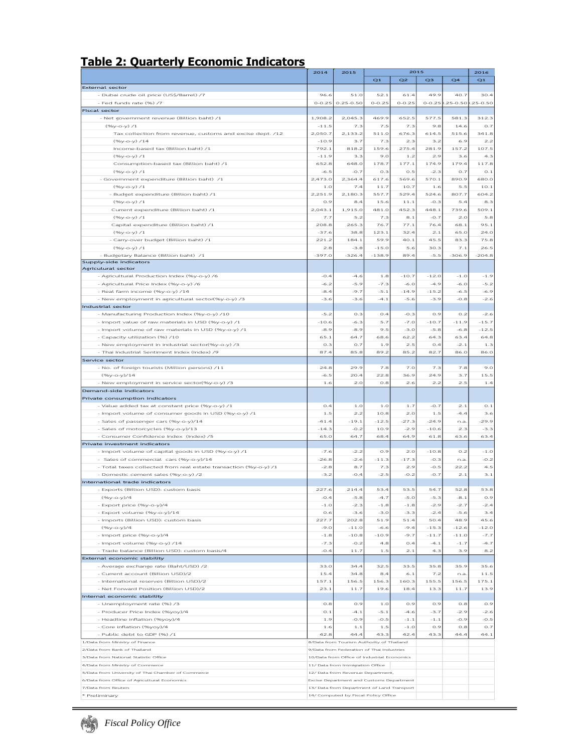## Table 2: Quarterly Economic Indicators

| | 2014 | 2015 | 2015 | | | | 2016 |
|---|---|---|---|---|---|---|---|
| | | | Q1 | Q2 | Q3 | Q4 | Q1 |
| **External sector** | | | | | | | |
| - Dubai crude oil price (US$/Barrel) /7 | 96.6 | 51.0 | 52.1 | 61.4 | 49.9 | 40.7 | 30.4 |
| - Fed funds rate (%) /7 | 0-0.25 | 0.25-0.50 | 0-0.25 | 0-0.25 | 0-0.25 | 0.25-0.50 | 0.25-0.50 |
| **Fiscal sector** | | | | | | | |
| - Net government revenue (Billion baht) /1 | 1,908.2 | 2,045.3 | 469.9 | 652.5 | 577.5 | 581.3 | 312.3 |
| (%y-o-y) /1 | -11.5 | 7.3 | 7.5 | 7.3 | 9.8 | 14.6 | 0.7 |
| Tax collection from revenue, customs and excise dept. /12 | 2,050.7 | 2,133.2 | 511.0 | 676.3 | 614.5 | 515.6 | 341.8 |
| (%y-o-y) /14 | -10.9 | 3.7 | 7.3 | 2.3 | 3.2 | 6.9 | 2.2 |
| Income-based tax (Billion baht) /1 | 792.1 | 818.2 | 159.6 | 275.4 | 281.9 | 157.2 | 107.5 |
| (%y-o-y) /1 | -11.9 | 3.3 | 9.0 | 1.2 | 2.9 | 3.6 | 4.3 |
| Consumption-based tax (Billion baht) /1 | 652.8 | 648.0 | 178.7 | 177.1 | 174.9 | 179.4 | 117.8 |
| (%y-o-y) /1 | -6.5 | -0.7 | 0.3 | 0.5 | -2.3 | 0.7 | 0.1 |
| - Government expenditure (Billion baht) /1 | 2,473.0 | 2,364.4 | 617.6 | 569.6 | 570.1 | 890.9 | 680.0 |
| (%y-o-y) /1 | 1.0 | 7.4 | 11.7 | 10.7 | 1.6 | 5.5 | 10.1 |
| - Budget expenditure (Billion baht) /1 | 2,251.9 | 2,180.3 | 557.7 | 529.4 | 524.6 | 807.7 | 604.2 |
| (%y-o-y) /1 | 0.9 | 8.4 | 15.6 | 11.1 | -0.3 | 5.4 | 8.3 |
| Current expenditure (Billion baht) /1 | 2,043.1 | 1,915.0 | 481.0 | 452.3 | 448.1 | 739.6 | 509.1 |
| (%y-o-y) /1 | 7.7 | 5.2 | 7.3 | 8.1 | -0.7 | 2.0 | 5.8 |
| Capital expenditure (Billion baht) /1 | 208.8 | 265.3 | 76.7 | 77.1 | 76.4 | 68.1 | 95.1 |
| (%y-o-y) /1 | -37.6 | 38.8 | 123.1 | 32.4 | 2.1 | 65.0 | 24.0 |
| - Carry-over budget (Billion baht) /1 | 221.2 | 184.1 | 59.9 | 40.1 | 45.5 | 83.3 | 75.8 |
| (%y-o-y) /1 | 2.8 | -3.8 | -15.0 | 5.6 | 30.3 | 7.1 | 26.5 |
| - Budgetary Balance (Billion baht) /1 | -397.0 | -326.4 | -138.9 | 89.4 | -5.5 | -306.9 | -204.8 |
| **Supply-side indicators** | | | | | | | |
| **Agricultural sector** | | | | | | | |
| - Agricultural Production Index (%y-o-y) /6 | -0.4 | -4.6 | 1.8 | -10.7 | -12.0 | -1.0 | -1.9 |
| - Agricultural Price Index (%y-o-y) /6 | -6.2 | -5.9 | -7.3 | -6.0 | -4.9 | -6.0 | -5.2 |
| - Real farm income (%y-o-y) /14 | -8.4 | -9.7 | -5.1 | -14.9 | -15.2 | -6.5 | -6.9 |
| - New employment in agricultural sector(%y-o-y) /3 | -3.6 | -3.6 | -4.1 | -5.6 | -3.9 | -0.8 | -2.6 |
| **Industrial sector** | | | | | | | |
| - Manufacturing Production Index (%y-o-y) /10 | -5.2 | 0.3 | 0.4 | -0.3 | 0.9 | 0.2 | -2.6 |
| - Import value of raw materials in USD (%y-o-y) /1 | -10.6 | -6.3 | 5.7 | -7.0 | -10.7 | -11.9 | -15.7 |
| - Import volume of raw materials in USD (%y-o-y) /1 | -8.9 | -8.9 | 9.5 | -3.0 | -5.8 | -6.8 | -12.5 |
| - Capacity utilization (%) /10 | 65.1 | 64.7 | 68.6 | 62.2 | 64.3 | 63.4 | 64.8 |
| - New employment in industrial sector(%y-o-y) /3 | 0.3 | 0.7 | 1.9 | 2.5 | 0.4 | -2.1 | 1.3 |
| - Thai Industrial Sentiment Index (Index) /9 | 87.4 | 85.8 | 89.2 | 85.2 | 82.7 | 86.0 | 86.0 |
| **Service sector** | | | | | | | |
| - No. of foreign tourists (Million persons) /11 | 24.8 | 29.9 | 7.8 | 7.0 | 7.3 | 7.8 | 9.0 |
| (%y-o-y)/14 | -6.5 | 20.4 | 22.8 | 36.9 | 24.9 | 3.7 | 15.5 |
| - New employment in service sector(%y-o-y) /3 | 1.6 | 2.0 | 0.8 | 2.6 | 2.2 | 2.5 | 1.4 |
| **Demand-side indicators** | | | | | | | |
| **Private consumption indicators** | | | | | | | |
| - Value added tax at constant price (%y-o-y) /1 | 0.4 | 1.0 | 1.0 | 1.7 | -0.7 | 2.1 | 0.1 |
| - Import volume of consumer goods in USD (%y-o-y) /1 | 1.5 | 2.2 | 10.8 | 2.0 | 1.5 | -4.4 | 3.6 |
| - Sales of passenger cars (%y-o-y)/14 | -41.4 | -19.1 | -12.5 | -27.3 | -24.9 | n.a. | -29.9 |
| - Sales of motorcycles (%y-o-y)/13 | -14.3 | -0.2 | 10.9 | -2.9 | -10.6 | 2.3 | -3.3 |
| - Consumer Confidence Index (Index) /5 | 65.0 | 64.7 | 68.4 | 64.9 | 61.8 | 63.6 | 63.4 |
| **Private investment indicators** | | | | | | | |
| - Import volume of capital goods in USD (%y-o-y) /1 | -7.6 | -2.2 | 0.9 | 2.0 | -10.8 | 0.2 | -1.0 |
| - Sales of commercial cars (%y-o-y)/14 | -26.8 | -2.6 | -11.3 | -17.3 | -0.3 | n.a. | -0.2 |
| - Total taxes collected from real estate transaction (%y-o-y) /1 | -2.8 | 8.7 | 7.3 | 2.9 | -0.5 | 22.2 | 4.5 |
| - Domestic cement sales (%y-o-y) /2 | -3.2 | -0.4 | -2.5 | -0.2 | -0.7 | 2.1 | 3.1 |
| **International trade indicators** | | | | | | | |
| - Exports (Billion USD): custom basis | 227.6 | 214.4 | 53.4 | 53.5 | 54.7 | 52.8 | 53.8 |
| (%y-o-y)/4 | -0.4 | -5.8 | -4.7 | -5.0 | -5.3 | -8.1 | 0.9 |
| - Export price (%y-o-y)/4 | -1.0 | -2.3 | -1.8 | -1.8 | -2.9 | -2.7 | -2.4 |
| - Export volume (%y-o-y)/14 | 0.6 | -3.6 | -3.0 | -3.3 | -2.4 | -5.6 | 3.4 |
| - Imports (Billion USD): custom basis | 227.7 | 202.8 | 51.9 | 51.4 | 50.4 | 48.9 | 45.6 |
| (%y-o-y)/4 | -9.0 | -11.0 | -6.6 | -9.4 | -15.3 | -12.6 | -12.0 |
| - Import price (%y-o-y)/4 | -1.8 | -10.8 | -10.9 | -9.7 | -11.7 | -11.0 | -7.7 |
| - Import volume (%y-o-y) /14 | -7.3 | -0.2 | 4.8 | 0.4 | -4.1 | -1.7 | -4.7 |
| - Trade balance (Billion USD): custom basis/4 | -0.4 | 11.7 | 1.5 | 2.1 | 4.3 | 3.9 | 8.2 |
| **External economic stability** | | | | | | | |
| - Average exchange rate (Baht/USD) /2 | 33.0 | 34.4 | 32.5 | 33.5 | 35.8 | 35.9 | 35.6 |
| - Current account (Billion USD)/2 | 15.4 | 34.8 | 8.4 | 6.1 | 7.2 | n.a. | 11.5 |
| - International reserves (Billion USD)/2 | 157.1 | 156.5 | 156.3 | 160.3 | 155.5 | 156.5 | 175.1 |
| - Net Forward Position (Billion USD)/2 | 23.1 | 11.7 | 19.6 | 18.4 | 13.3 | 11.7 | 13.9 |
| **Internal economic stability** | | | | | | | |
| - Unemployment rate (%) /3 | 0.8 | 0.9 | 1.0 | 0.9 | 0.9 | 0.8 | 0.9 |
| - Producer Price Index (%yoy)/4 | 0.1 | -4.1 | -5.1 | -4.6 | -3.7 | -2.9 | -2.6 |
| - Headline inflation (%yoy)/4 | 1.9 | -0.9 | -0.5 | -1.1 | -1.1 | -0.9 | -0.5 |
| - Core inflation (%yoy)/4 | 1.6 | 1.1 | 1.5 | -1.0 | 0.9 | 0.8 | 0.7 |
| - Public debt to GDP (%) /1 | 42.8 | 44.4 | 43.3 | 42.4 | 43.3 | 44.4 | 44.1 |

1/Data from Ministry of Finance
2/Data from Bank of Thailand
3/Data from National Statistic Office
4/Data from Ministry of Commerce
5/Data from University of Thai Chamber of Commerce
6/Data from Office of Agricultural Economics
7/Data from Reuters
\* Preliminary
8/Data from Tourism Authority of Thailand
9/Data from Federation of Thai Industries
10/Data from Office of Industrial Economics
11/ Data from Immigration Office
12/ Data from Revenue Department, Excise Department and Customs Department
13/ Data from Department of Land Transport
14/ Computed by Fiscal Policy Office

*Fiscal Policy Office*